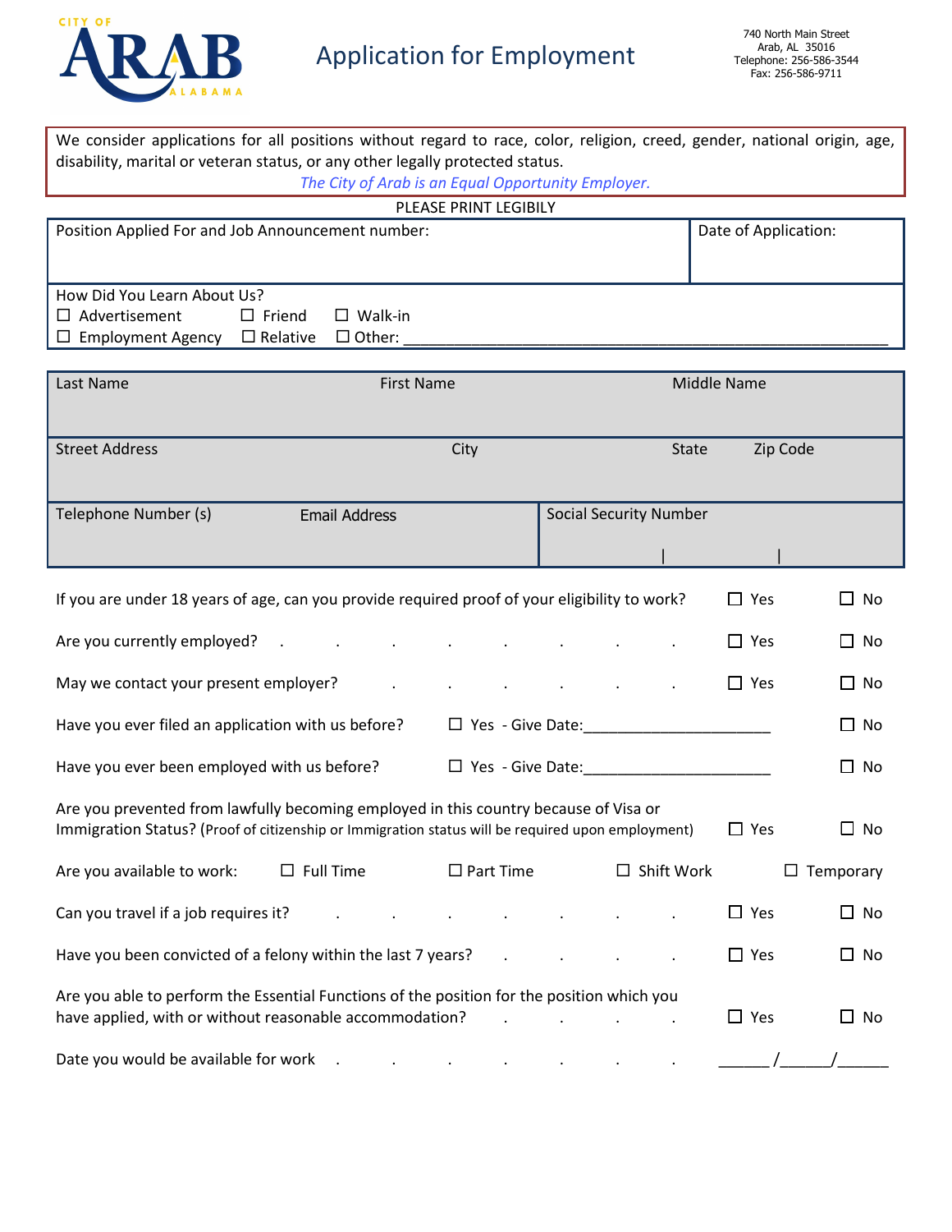CITY OF ARAB ALABAMA

# Application for Employment

740 North Main Street
Arab, AL 35016
Telephone: 256-586-3544
Fax: 256-586-9711

We consider applications for all positions without regard to race, color, religion, creed, gender, national origin, age, disability, marital or veteran status, or any other legally protected status.

*The City of Arab is an Equal Opportunity Employer.*

PLEASE PRINT LEGIBLY

| Position Applied For and Job Announcement number: | Date of Application: |
|---|---|
| | |

How Did You Learn About Us?

☐ Advertisement ☐ Friend ☐ Walk-in
☐ Employment Agency ☐ Relative ☐ Other: ______________________________

| Last Name | First Name | Middle Name |
|---|---|---|
| | | |

| Street Address | City | State | Zip Code |
|---|---|---|---|
| | | | |

| Telephone Number (s) | Email Address | Social Security Number |
|---|---|---|
| | | \| \| |

| Question | | |
|---|---|---|
| If you are under 18 years of age, can you provide required proof of your eligibility to work? | ☐ Yes | ☐ No |
| Are you currently employed? | ☐ Yes | ☐ No |
| May we contact your present employer? | ☐ Yes | ☐ No |
| Have you ever filed an application with us before? | ☐ Yes - Give Date:______________________ | ☐ No |
| Have you ever been employed with us before? | ☐ Yes - Give Date:______________________ | ☐ No |
| Are you prevented from lawfully becoming employed in this country because of Visa or Immigration Status? (Proof of citizenship or Immigration status will be required upon employment) | ☐ Yes | ☐ No |
| Can you travel if a job requires it? | ☐ Yes | ☐ No |
| Have you been convicted of a felony within the last 7 years? | ☐ Yes | ☐ No |
| Are you able to perform the Essential Functions of the position for the position which you have applied, with or without reasonable accommodation? | ☐ Yes | ☐ No |

Are you available to work: ☐ Full Time ☐ Part Time ☐ Shift Work ☐ Temporary

Date you would be available for work ______/______/______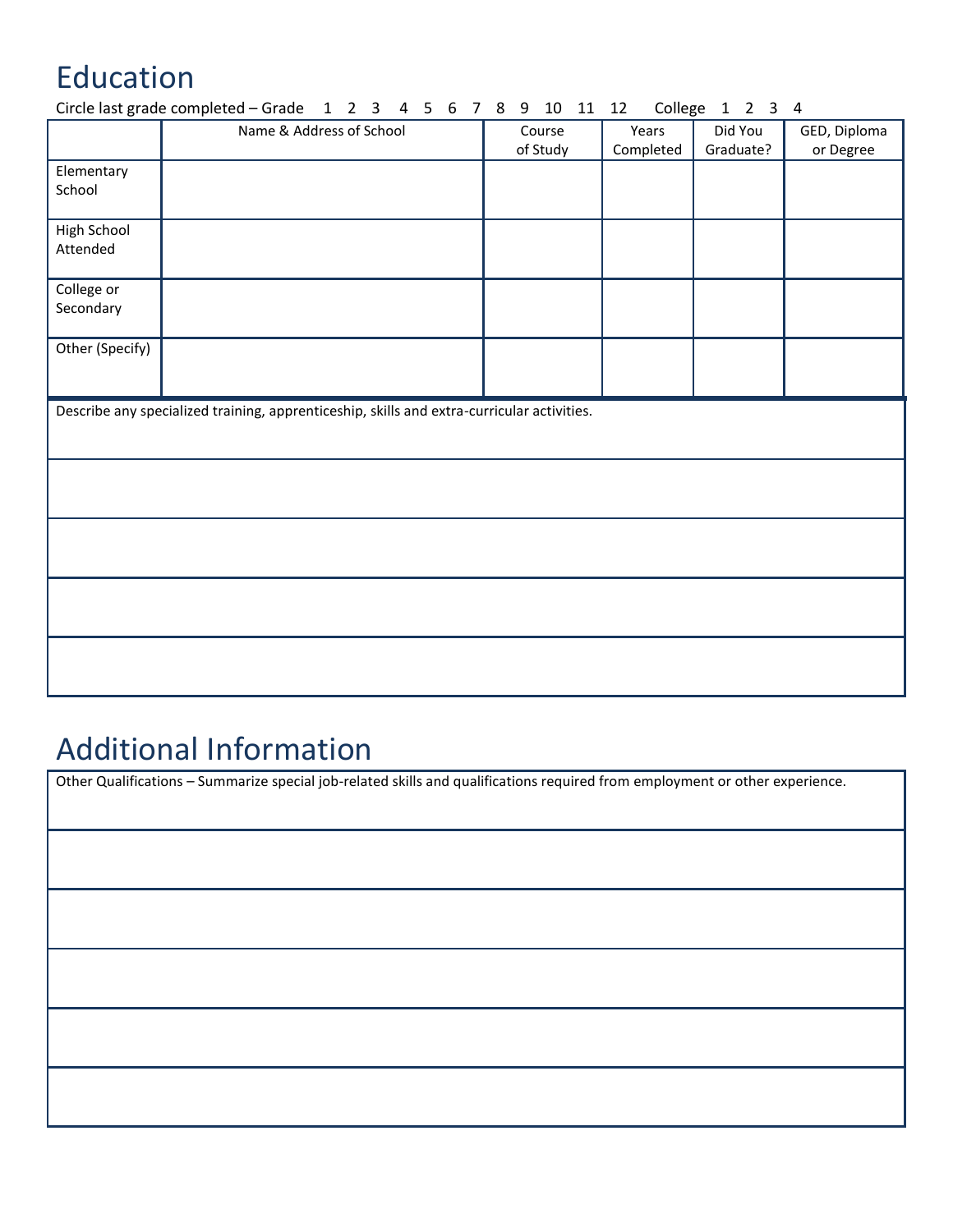## Education

Circle last grade completed – Grade 1 2 3 4 5 6 7 8 9 10 11 12 College 1 2 3 4

| | Name & Address of School | Course of Study | Years Completed | Did You Graduate? | GED, Diploma or Degree |
|---|---|---|---|---|---|
| Elementary School | | | | | |
| High School Attended | | | | | |
| College or Secondary | | | | | |
| Other (Specify) | | | | | |

Describe any specialized training, apprenticeship, skills and extra-curricular activities.

## Additional Information

Other Qualifications – Summarize special job-related skills and qualifications required from employment or other experience.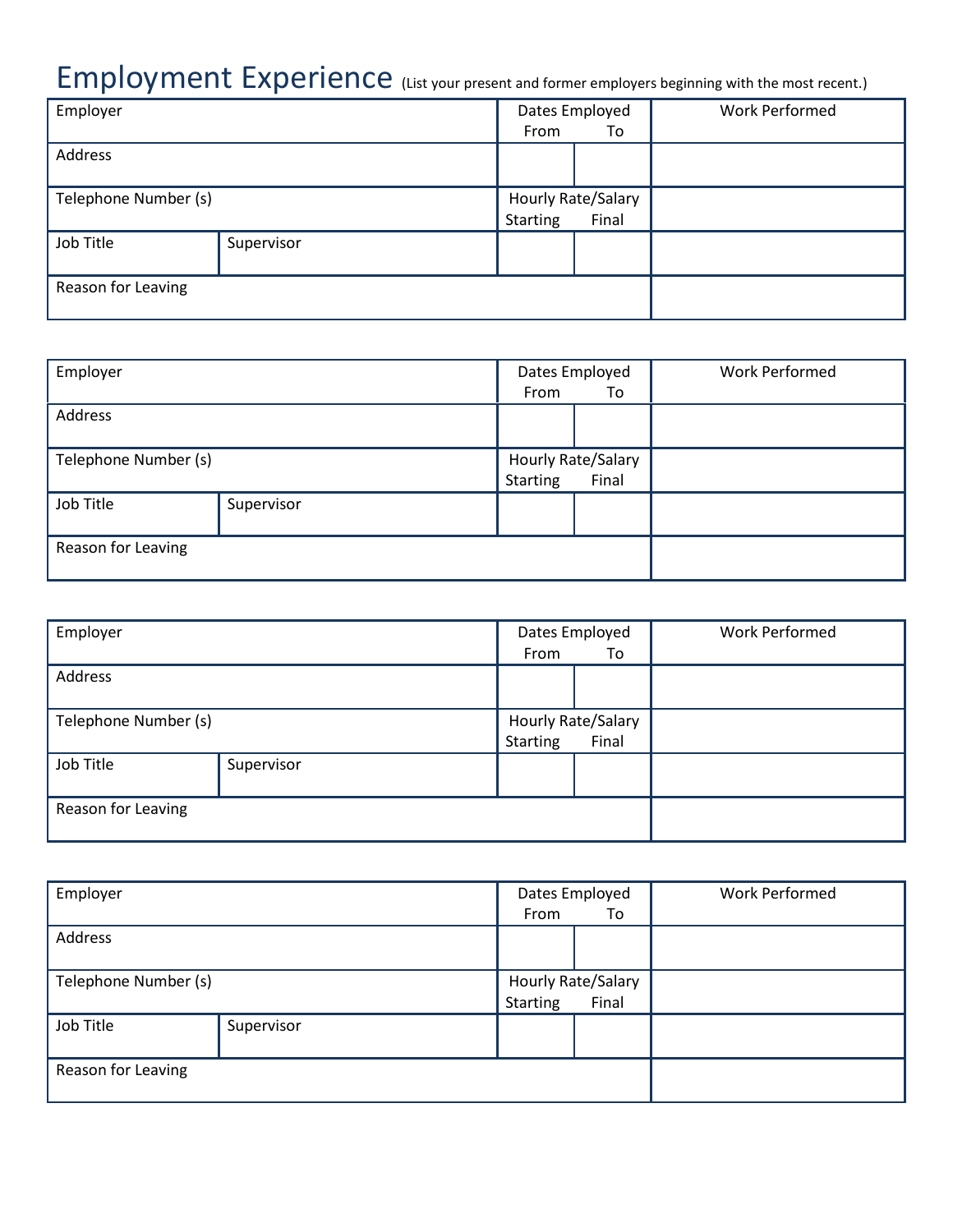# Employment Experience (List your present and former employers beginning with the most recent.)

| Employer | | Dates Employed<br>From | To | Work Performed |
|---|---|---|---|---|
| Address | | | | |
| Telephone Number (s) | | Hourly Rate/Salary<br>Starting | Final | |
| Job Title | Supervisor | | | |
| Reason for Leaving | | | | |

| Employer | | Dates Employed<br>From | To | Work Performed |
|---|---|---|---|---|
| Address | | | | |
| Telephone Number (s) | | Hourly Rate/Salary<br>Starting | Final | |
| Job Title | Supervisor | | | |
| Reason for Leaving | | | | |

| Employer | | Dates Employed<br>From | To | Work Performed |
|---|---|---|---|---|
| Address | | | | |
| Telephone Number (s) | | Hourly Rate/Salary<br>Starting | Final | |
| Job Title | Supervisor | | | |
| Reason for Leaving | | | | |

| Employer | | Dates Employed<br>From | To | Work Performed |
|---|---|---|---|---|
| Address | | | | |
| Telephone Number (s) | | Hourly Rate/Salary<br>Starting | Final | |
| Job Title | Supervisor | | | |
| Reason for Leaving | | | | |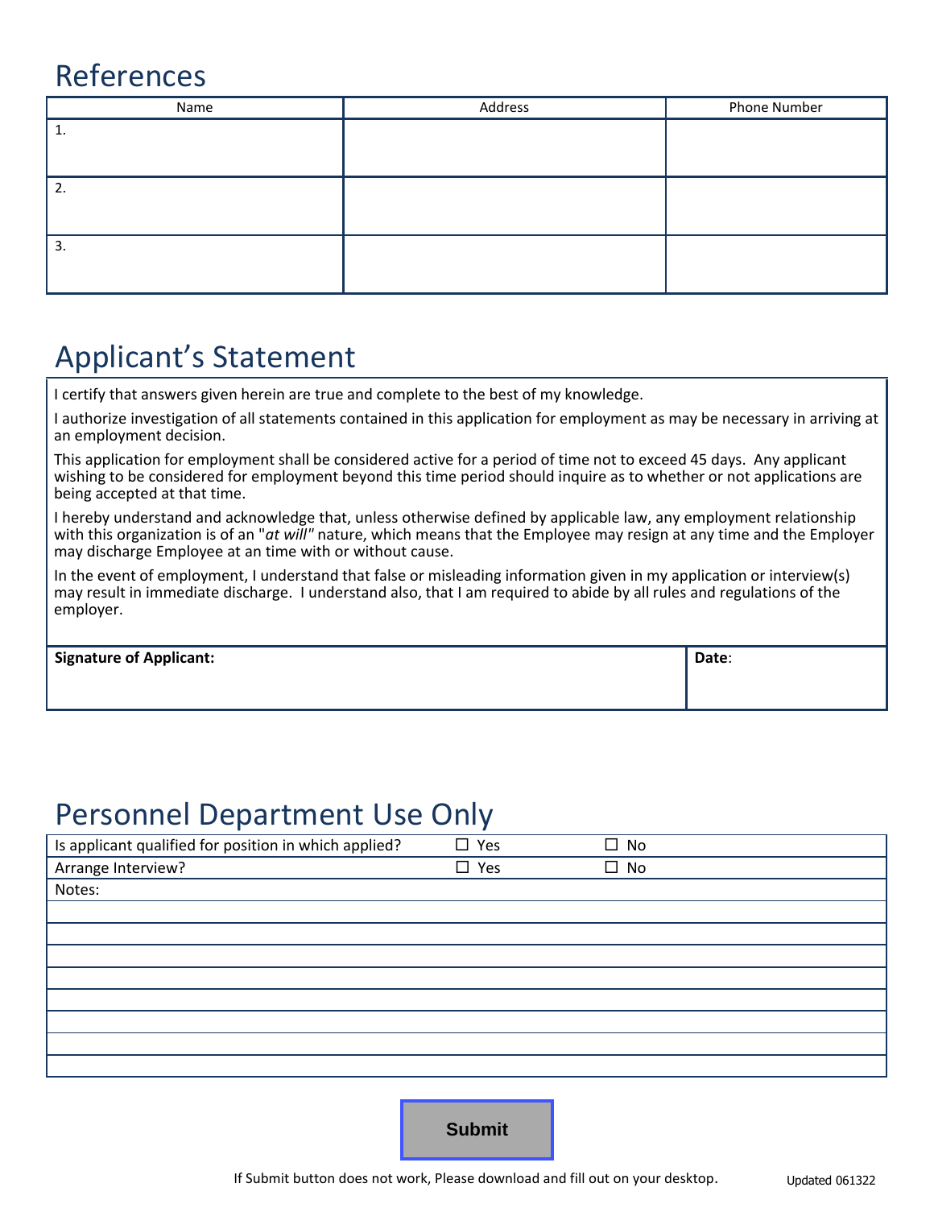## References

| Name | Address | Phone Number |
|---|---|---|
| 1. | | |
| 2. | | |
| 3. | | |

## Applicant's Statement

I certify that answers given herein are true and complete to the best of my knowledge.

I authorize investigation of all statements contained in this application for employment as may be necessary in arriving at an employment decision.

This application for employment shall be considered active for a period of time not to exceed 45 days. Any applicant wishing to be considered for employment beyond this time period should inquire as to whether or not applications are being accepted at that time.

I hereby understand and acknowledge that, unless otherwise defined by applicable law, any employment relationship with this organization is of an "*at will*" nature, which means that the Employee may resign at any time and the Employer may discharge Employee at an time with or without cause.

In the event of employment, I understand that false or misleading information given in my application or interview(s) may result in immediate discharge. I understand also, that I am required to abide by all rules and regulations of the employer.

| **Signature of Applicant:** | **Date**: |
|---|---|
| | |

## Personnel Department Use Only

| | | |
|---|---|---|
| Is applicant qualified for position in which applied? | ☐ Yes | ☐ No |
| Arrange Interview? | ☐ Yes | ☐ No |
| Notes: | | |
| | | |
| | | |
| | | |
| | | |
| | | |
| | | |
| | | |
| | | |

**Submit**

If Submit button does not work, Please download and fill out on your desktop.

Updated 061322